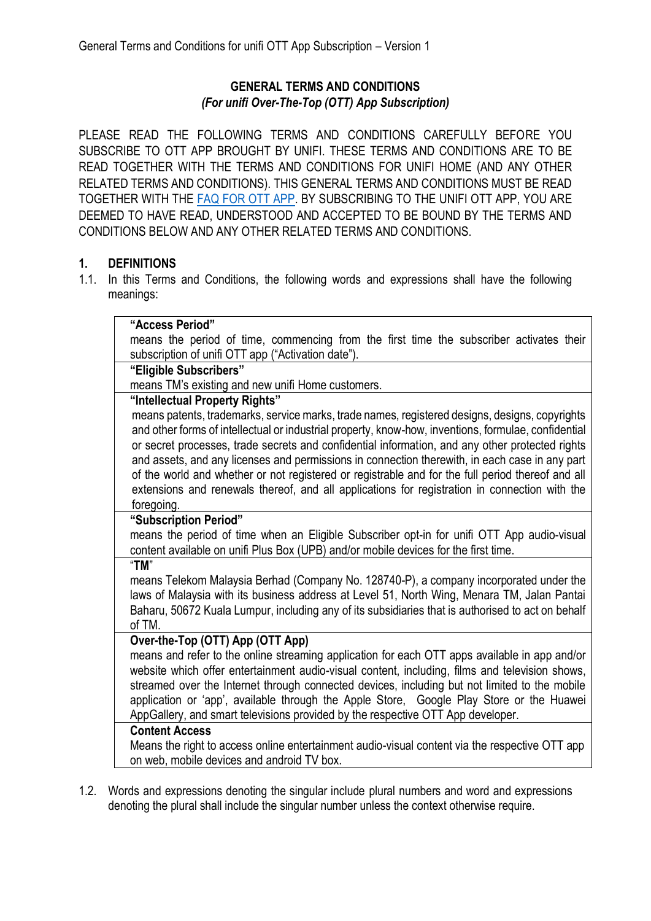# GENERAL TERMS AND CONDITIONS

***(For unifi Over-The-Top (OTT) App Subscription)***

PLEASE READ THE FOLLOWING TERMS AND CONDITIONS CAREFULLY BEFORE YOU SUBSCRIBE TO OTT APP BROUGHT BY UNIFI. THESE TERMS AND CONDITIONS ARE TO BE READ TOGETHER WITH THE TERMS AND CONDITIONS FOR UNIFI HOME (AND ANY OTHER RELATED TERMS AND CONDITIONS). THIS GENERAL TERMS AND CONDITIONS MUST BE READ TOGETHER WITH THE FAQ FOR OTT APP. BY SUBSCRIBING TO THE UNIFI OTT APP, YOU ARE DEEMED TO HAVE READ, UNDERSTOOD AND ACCEPTED TO BE BOUND BY THE TERMS AND CONDITIONS BELOW AND ANY OTHER RELATED TERMS AND CONDITIONS.

## 1. DEFINITIONS

1.1. In this Terms and Conditions, the following words and expressions shall have the following meanings:

| |
|---|
| **"Access Period"**<br>means the period of time, commencing from the first time the subscriber activates their subscription of unifi OTT app ("Activation date"). |
| **"Eligible Subscribers"**<br>means TM's existing and new unifi Home customers. |
| **"Intellectual Property Rights"**<br>means patents, trademarks, service marks, trade names, registered designs, designs, copyrights and other forms of intellectual or industrial property, know-how, inventions, formulae, confidential or secret processes, trade secrets and confidential information, and any other protected rights and assets, and any licenses and permissions in connection therewith, in each case in any part of the world and whether or not registered or registrable and for the full period thereof and all extensions and renewals thereof, and all applications for registration in connection with the foregoing. |
| **"Subscription Period"**<br>means the period of time when an Eligible Subscriber opt-in for unifi OTT App audio-visual content available on unifi Plus Box (UPB) and/or mobile devices for the first time. |
| **"TM"**<br>means Telekom Malaysia Berhad (Company No. 128740-P), a company incorporated under the laws of Malaysia with its business address at Level 51, North Wing, Menara TM, Jalan Pantai Baharu, 50672 Kuala Lumpur, including any of its subsidiaries that is authorised to act on behalf of TM. |
| **Over-the-Top (OTT) App (OTT App)**<br>means and refer to the online streaming application for each OTT apps available in app and/or website which offer entertainment audio-visual content, including, films and television shows, streamed over the Internet through connected devices, including but not limited to the mobile application or 'app', available through the Apple Store, Google Play Store or the Huawei AppGallery, and smart televisions provided by the respective OTT App developer. |
| **Content Access**<br>Means the right to access online entertainment audio-visual content via the respective OTT app on web, mobile devices and android TV box. |

1.2. Words and expressions denoting the singular include plural numbers and word and expressions denoting the plural shall include the singular number unless the context otherwise require.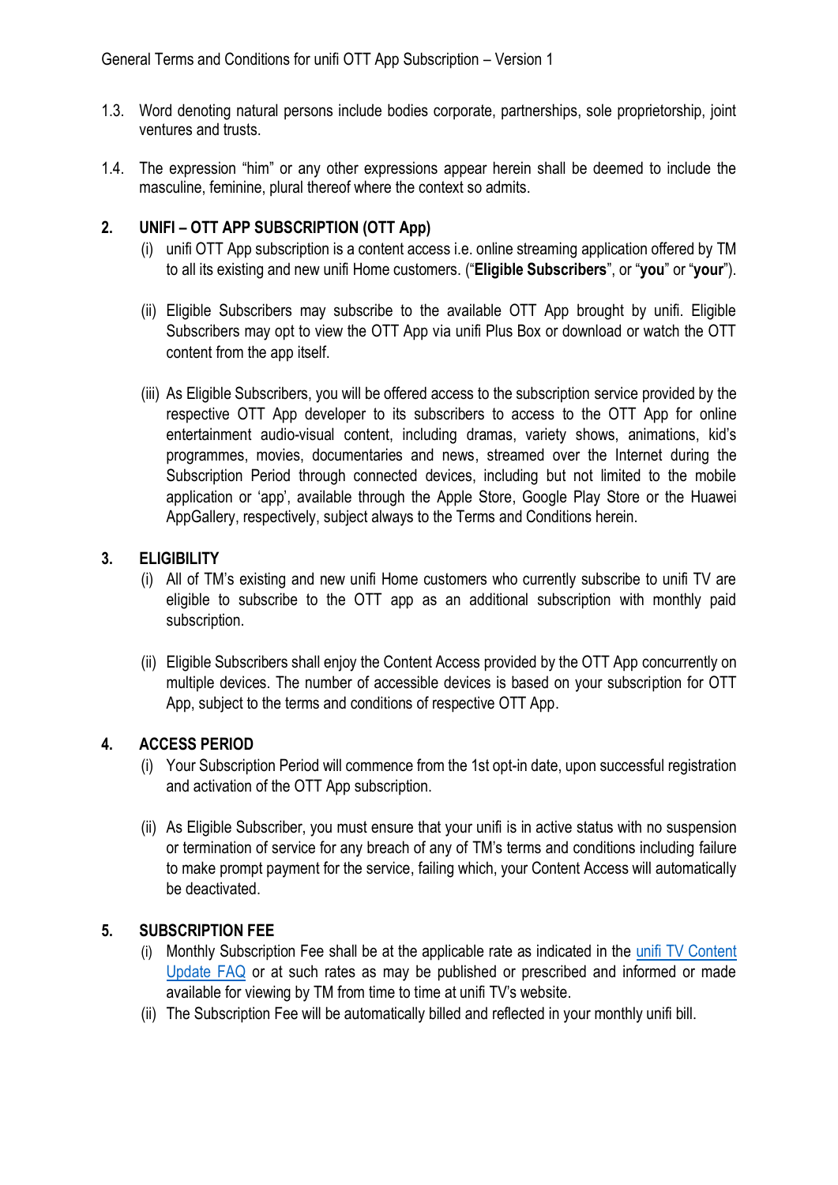1.3. Word denoting natural persons include bodies corporate, partnerships, sole proprietorship, joint ventures and trusts.

1.4. The expression "him" or any other expressions appear herein shall be deemed to include the masculine, feminine, plural thereof where the context so admits.

## 2. UNIFI – OTT APP SUBSCRIPTION (OTT App)

(i) unifi OTT App subscription is a content access i.e. online streaming application offered by TM to all its existing and new unifi Home customers. ("**Eligible Subscribers**", or "**you**" or "**your**").

(ii) Eligible Subscribers may subscribe to the available OTT App brought by unifi. Eligible Subscribers may opt to view the OTT App via unifi Plus Box or download or watch the OTT content from the app itself.

(iii) As Eligible Subscribers, you will be offered access to the subscription service provided by the respective OTT App developer to its subscribers to access to the OTT App for online entertainment audio-visual content, including dramas, variety shows, animations, kid's programmes, movies, documentaries and news, streamed over the Internet during the Subscription Period through connected devices, including but not limited to the mobile application or 'app', available through the Apple Store, Google Play Store or the Huawei AppGallery, respectively, subject always to the Terms and Conditions herein.

## 3. ELIGIBILITY

(i) All of TM's existing and new unifi Home customers who currently subscribe to unifi TV are eligible to subscribe to the OTT app as an additional subscription with monthly paid subscription.

(ii) Eligible Subscribers shall enjoy the Content Access provided by the OTT App concurrently on multiple devices. The number of accessible devices is based on your subscription for OTT App, subject to the terms and conditions of respective OTT App.

## 4. ACCESS PERIOD

(i) Your Subscription Period will commence from the 1st opt-in date, upon successful registration and activation of the OTT App subscription.

(ii) As Eligible Subscriber, you must ensure that your unifi is in active status with no suspension or termination of service for any breach of any of TM's terms and conditions including failure to make prompt payment for the service, failing which, your Content Access will automatically be deactivated.

## 5. SUBSCRIPTION FEE

(i) Monthly Subscription Fee shall be at the applicable rate as indicated in the unifi TV Content Update FAQ or at such rates as may be published or prescribed and informed or made available for viewing by TM from time to time at unifi TV's website.

(ii) The Subscription Fee will be automatically billed and reflected in your monthly unifi bill.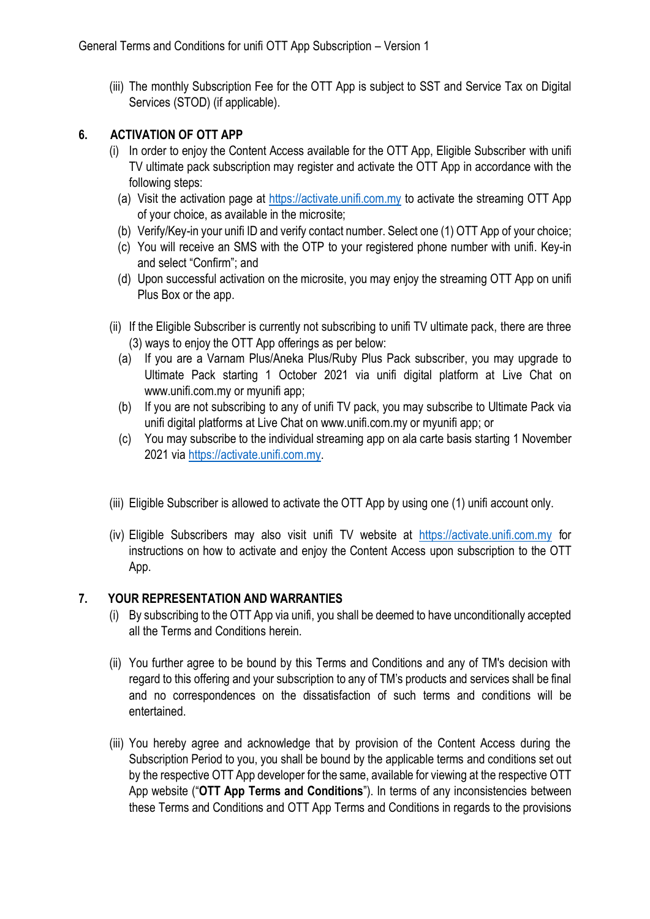(iii) The monthly Subscription Fee for the OTT App is subject to SST and Service Tax on Digital Services (STOD) (if applicable).

## 6. ACTIVATION OF OTT APP

(i) In order to enjoy the Content Access available for the OTT App, Eligible Subscriber with unifi TV ultimate pack subscription may register and activate the OTT App in accordance with the following steps:

(a) Visit the activation page at https://activate.unifi.com.my to activate the streaming OTT App of your choice, as available in the microsite;

(b) Verify/Key-in your unifi ID and verify contact number. Select one (1) OTT App of your choice;

(c) You will receive an SMS with the OTP to your registered phone number with unifi. Key-in and select "Confirm"; and

(d) Upon successful activation on the microsite, you may enjoy the streaming OTT App on unifi Plus Box or the app.

(ii) If the Eligible Subscriber is currently not subscribing to unifi TV ultimate pack, there are three (3) ways to enjoy the OTT App offerings as per below:

(a) If you are a Varnam Plus/Aneka Plus/Ruby Plus Pack subscriber, you may upgrade to Ultimate Pack starting 1 October 2021 via unifi digital platform at Live Chat on www.unifi.com.my or myunifi app;

(b) If you are not subscribing to any of unifi TV pack, you may subscribe to Ultimate Pack via unifi digital platforms at Live Chat on www.unifi.com.my or myunifi app; or

(c) You may subscribe to the individual streaming app on ala carte basis starting 1 November 2021 via https://activate.unifi.com.my.

(iii) Eligible Subscriber is allowed to activate the OTT App by using one (1) unifi account only.

(iv) Eligible Subscribers may also visit unifi TV website at https://activate.unifi.com.my for instructions on how to activate and enjoy the Content Access upon subscription to the OTT App.

## 7. YOUR REPRESENTATION AND WARRANTIES

(i) By subscribing to the OTT App via unifi, you shall be deemed to have unconditionally accepted all the Terms and Conditions herein.

(ii) You further agree to be bound by this Terms and Conditions and any of TM's decision with regard to this offering and your subscription to any of TM's products and services shall be final and no correspondences on the dissatisfaction of such terms and conditions will be entertained.

(iii) You hereby agree and acknowledge that by provision of the Content Access during the Subscription Period to you, you shall be bound by the applicable terms and conditions set out by the respective OTT App developer for the same, available for viewing at the respective OTT App website ("**OTT App Terms and Conditions**"). In terms of any inconsistencies between these Terms and Conditions and OTT App Terms and Conditions in regards to the provisions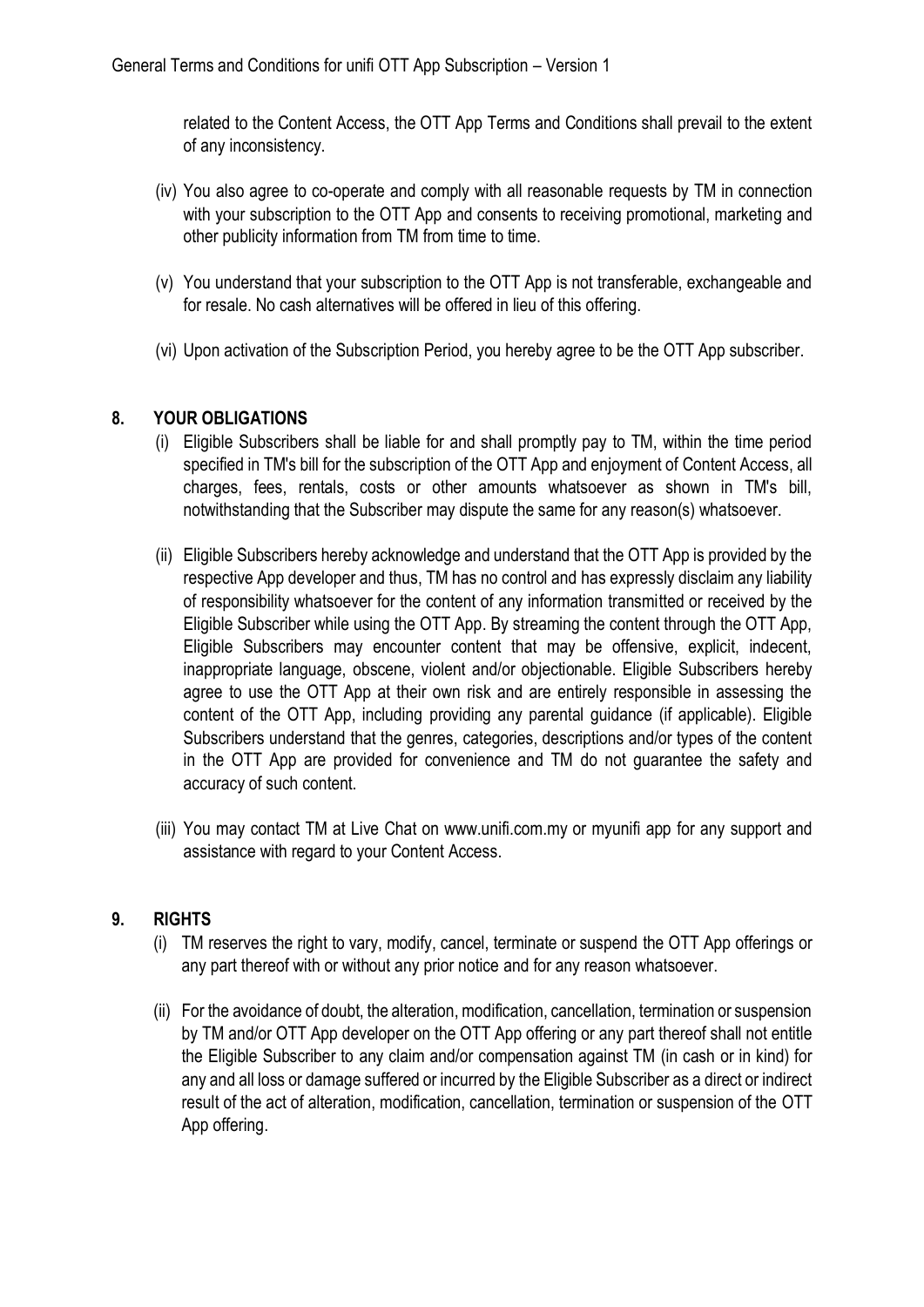related to the Content Access, the OTT App Terms and Conditions shall prevail to the extent of any inconsistency.

(iv) You also agree to co-operate and comply with all reasonable requests by TM in connection with your subscription to the OTT App and consents to receiving promotional, marketing and other publicity information from TM from time to time.

(v) You understand that your subscription to the OTT App is not transferable, exchangeable and for resale. No cash alternatives will be offered in lieu of this offering.

(vi) Upon activation of the Subscription Period, you hereby agree to be the OTT App subscriber.

## 8. YOUR OBLIGATIONS

(i) Eligible Subscribers shall be liable for and shall promptly pay to TM, within the time period specified in TM's bill for the subscription of the OTT App and enjoyment of Content Access, all charges, fees, rentals, costs or other amounts whatsoever as shown in TM's bill, notwithstanding that the Subscriber may dispute the same for any reason(s) whatsoever.

(ii) Eligible Subscribers hereby acknowledge and understand that the OTT App is provided by the respective App developer and thus, TM has no control and has expressly disclaim any liability of responsibility whatsoever for the content of any information transmitted or received by the Eligible Subscriber while using the OTT App. By streaming the content through the OTT App, Eligible Subscribers may encounter content that may be offensive, explicit, indecent, inappropriate language, obscene, violent and/or objectionable. Eligible Subscribers hereby agree to use the OTT App at their own risk and are entirely responsible in assessing the content of the OTT App, including providing any parental guidance (if applicable). Eligible Subscribers understand that the genres, categories, descriptions and/or types of the content in the OTT App are provided for convenience and TM do not guarantee the safety and accuracy of such content.

(iii) You may contact TM at Live Chat on www.unifi.com.my or myunifi app for any support and assistance with regard to your Content Access.

## 9. RIGHTS

(i) TM reserves the right to vary, modify, cancel, terminate or suspend the OTT App offerings or any part thereof with or without any prior notice and for any reason whatsoever.

(ii) For the avoidance of doubt, the alteration, modification, cancellation, termination or suspension by TM and/or OTT App developer on the OTT App offering or any part thereof shall not entitle the Eligible Subscriber to any claim and/or compensation against TM (in cash or in kind) for any and all loss or damage suffered or incurred by the Eligible Subscriber as a direct or indirect result of the act of alteration, modification, cancellation, termination or suspension of the OTT App offering.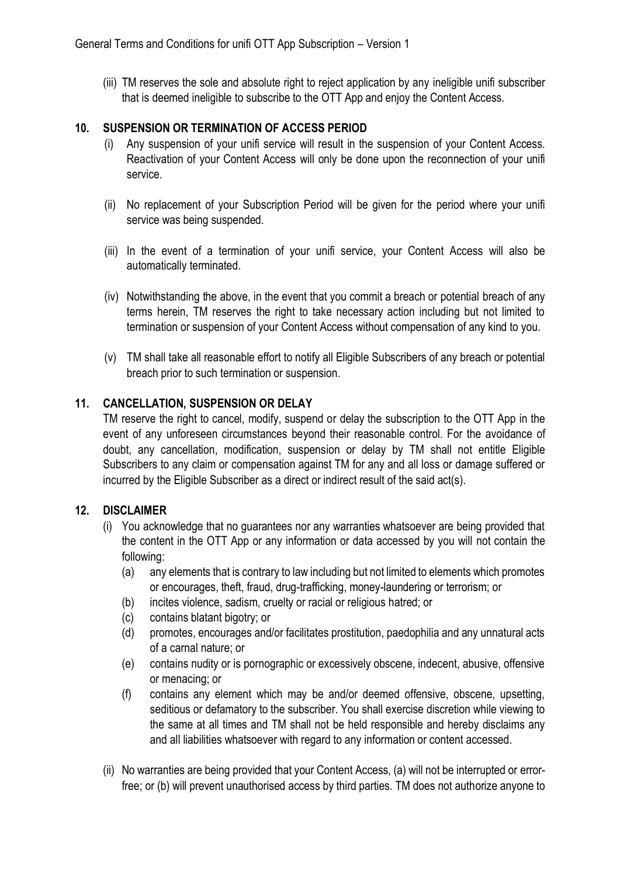(iii) TM reserves the sole and absolute right to reject application by any ineligible unifi subscriber that is deemed ineligible to subscribe to the OTT App and enjoy the Content Access.

## 10. SUSPENSION OR TERMINATION OF ACCESS PERIOD

(i) Any suspension of your unifi service will result in the suspension of your Content Access. Reactivation of your Content Access will only be done upon the reconnection of your unifi service.

(ii) No replacement of your Subscription Period will be given for the period where your unifi service was being suspended.

(iii) In the event of a termination of your unifi service, your Content Access will also be automatically terminated.

(iv) Notwithstanding the above, in the event that you commit a breach or potential breach of any terms herein, TM reserves the right to take necessary action including but not limited to termination or suspension of your Content Access without compensation of any kind to you.

(v) TM shall take all reasonable effort to notify all Eligible Subscribers of any breach or potential breach prior to such termination or suspension.

## 11. CANCELLATION, SUSPENSION OR DELAY

TM reserve the right to cancel, modify, suspend or delay the subscription to the OTT App in the event of any unforeseen circumstances beyond their reasonable control. For the avoidance of doubt, any cancellation, modification, suspension or delay by TM shall not entitle Eligible Subscribers to any claim or compensation against TM for any and all loss or damage suffered or incurred by the Eligible Subscriber as a direct or indirect result of the said act(s).

## 12. DISCLAIMER

(i) You acknowledge that no guarantees nor any warranties whatsoever are being provided that the content in the OTT App or any information or data accessed by you will not contain the following:

   (a) any elements that is contrary to law including but not limited to elements which promotes or encourages, theft, fraud, drug-trafficking, money-laundering or terrorism; or
   
   (b) incites violence, sadism, cruelty or racial or religious hatred; or
   
   (c) contains blatant bigotry; or
   
   (d) promotes, encourages and/or facilitates prostitution, paedophilia and any unnatural acts of a carnal nature; or
   
   (e) contains nudity or is pornographic or excessively obscene, indecent, abusive, offensive or menacing; or
   
   (f) contains any element which may be and/or deemed offensive, obscene, upsetting, seditious or defamatory to the subscriber. You shall exercise discretion while viewing to the same at all times and TM shall not be held responsible and hereby disclaims any and all liabilities whatsoever with regard to any information or content accessed.

(ii) No warranties are being provided that your Content Access, (a) will not be interrupted or error-free; or (b) will prevent unauthorised access by third parties. TM does not authorize anyone to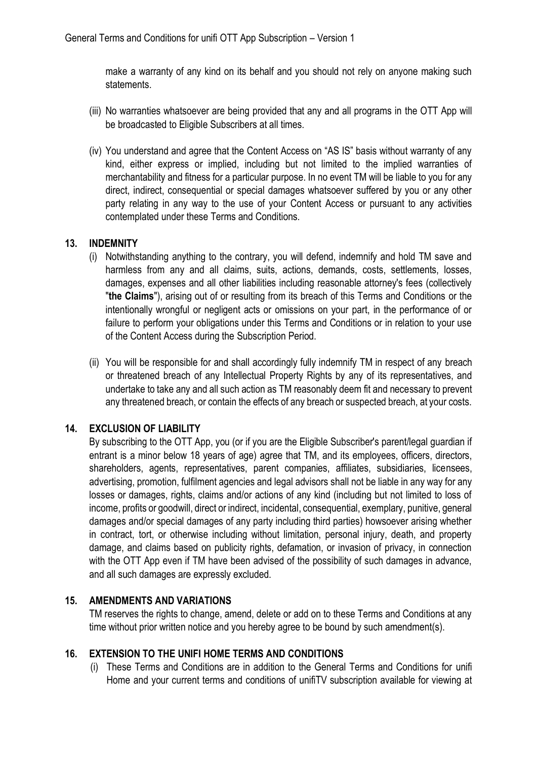make a warranty of any kind on its behalf and you should not rely on anyone making such statements.

(iii) No warranties whatsoever are being provided that any and all programs in the OTT App will be broadcasted to Eligible Subscribers at all times.

(iv) You understand and agree that the Content Access on "AS IS" basis without warranty of any kind, either express or implied, including but not limited to the implied warranties of merchantability and fitness for a particular purpose. In no event TM will be liable to you for any direct, indirect, consequential or special damages whatsoever suffered by you or any other party relating in any way to the use of your Content Access or pursuant to any activities contemplated under these Terms and Conditions.

## 13. INDEMNITY

(i) Notwithstanding anything to the contrary, you will defend, indemnify and hold TM save and harmless from any and all claims, suits, actions, demands, costs, settlements, losses, damages, expenses and all other liabilities including reasonable attorney's fees (collectively "**the Claims**"), arising out of or resulting from its breach of this Terms and Conditions or the intentionally wrongful or negligent acts or omissions on your part, in the performance of or failure to perform your obligations under this Terms and Conditions or in relation to your use of the Content Access during the Subscription Period.

(ii) You will be responsible for and shall accordingly fully indemnify TM in respect of any breach or threatened breach of any Intellectual Property Rights by any of its representatives, and undertake to take any and all such action as TM reasonably deem fit and necessary to prevent any threatened breach, or contain the effects of any breach or suspected breach, at your costs.

## 14. EXCLUSION OF LIABILITY

By subscribing to the OTT App, you (or if you are the Eligible Subscriber's parent/legal guardian if entrant is a minor below 18 years of age) agree that TM, and its employees, officers, directors, shareholders, agents, representatives, parent companies, affiliates, subsidiaries, licensees, advertising, promotion, fulfilment agencies and legal advisors shall not be liable in any way for any losses or damages, rights, claims and/or actions of any kind (including but not limited to loss of income, profits or goodwill, direct or indirect, incidental, consequential, exemplary, punitive, general damages and/or special damages of any party including third parties) howsoever arising whether in contract, tort, or otherwise including without limitation, personal injury, death, and property damage, and claims based on publicity rights, defamation, or invasion of privacy, in connection with the OTT App even if TM have been advised of the possibility of such damages in advance, and all such damages are expressly excluded.

## 15. AMENDMENTS AND VARIATIONS

TM reserves the rights to change, amend, delete or add on to these Terms and Conditions at any time without prior written notice and you hereby agree to be bound by such amendment(s).

## 16. EXTENSION TO THE UNIFI HOME TERMS AND CONDITIONS

(i) These Terms and Conditions are in addition to the General Terms and Conditions for unifi Home and your current terms and conditions of unifiTV subscription available for viewing at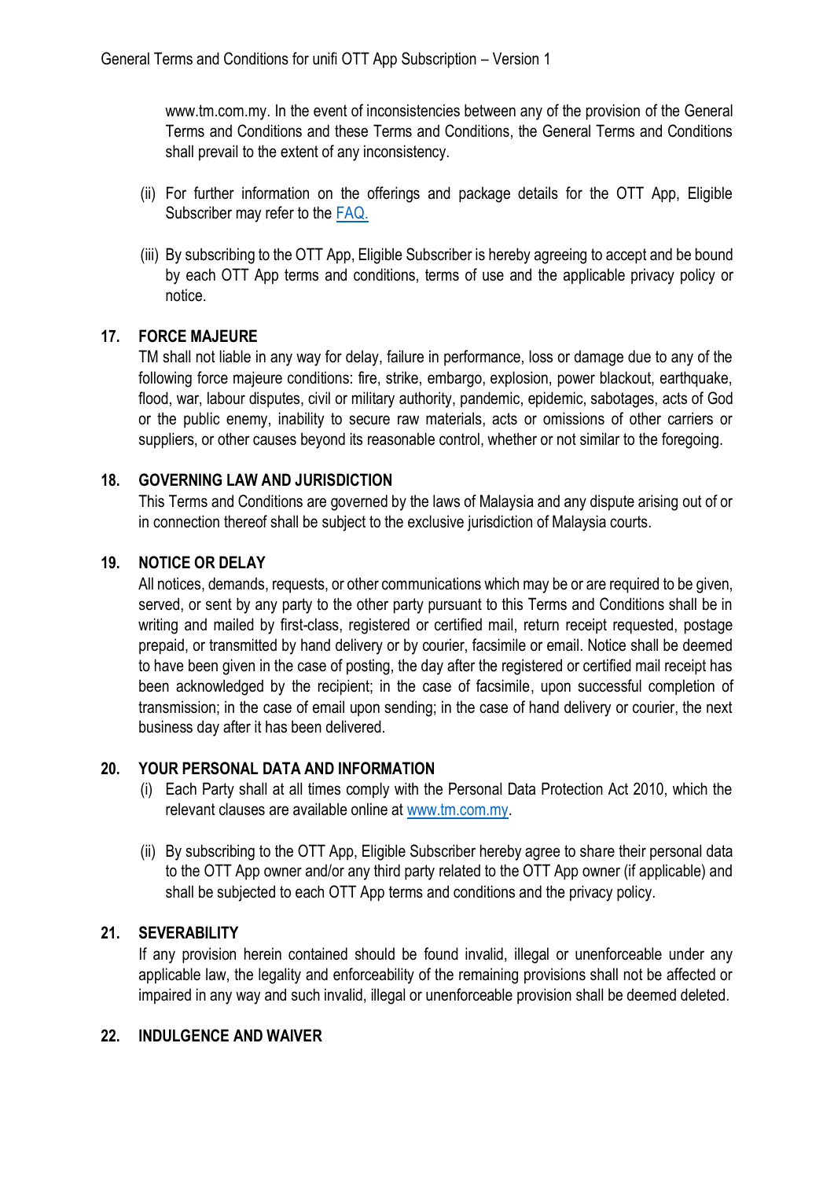www.tm.com.my. In the event of inconsistencies between any of the provision of the General Terms and Conditions and these Terms and Conditions, the General Terms and Conditions shall prevail to the extent of any inconsistency.

(ii) For further information on the offerings and package details for the OTT App, Eligible Subscriber may refer to the [FAQ.]()

(iii) By subscribing to the OTT App, Eligible Subscriber is hereby agreeing to accept and be bound by each OTT App terms and conditions, terms of use and the applicable privacy policy or notice.

## 17. FORCE MAJEURE

TM shall not liable in any way for delay, failure in performance, loss or damage due to any of the following force majeure conditions: fire, strike, embargo, explosion, power blackout, earthquake, flood, war, labour disputes, civil or military authority, pandemic, epidemic, sabotages, acts of God or the public enemy, inability to secure raw materials, acts or omissions of other carriers or suppliers, or other causes beyond its reasonable control, whether or not similar to the foregoing.

## 18. GOVERNING LAW AND JURISDICTION

This Terms and Conditions are governed by the laws of Malaysia and any dispute arising out of or in connection thereof shall be subject to the exclusive jurisdiction of Malaysia courts.

## 19. NOTICE OR DELAY

All notices, demands, requests, or other communications which may be or are required to be given, served, or sent by any party to the other party pursuant to this Terms and Conditions shall be in writing and mailed by first-class, registered or certified mail, return receipt requested, postage prepaid, or transmitted by hand delivery or by courier, facsimile or email. Notice shall be deemed to have been given in the case of posting, the day after the registered or certified mail receipt has been acknowledged by the recipient; in the case of facsimile, upon successful completion of transmission; in the case of email upon sending; in the case of hand delivery or courier, the next business day after it has been delivered.

## 20. YOUR PERSONAL DATA AND INFORMATION

(i) Each Party shall at all times comply with the Personal Data Protection Act 2010, which the relevant clauses are available online at [www.tm.com.my](www.tm.com.my).

(ii) By subscribing to the OTT App, Eligible Subscriber hereby agree to share their personal data to the OTT App owner and/or any third party related to the OTT App owner (if applicable) and shall be subjected to each OTT App terms and conditions and the privacy policy.

## 21. SEVERABILITY

If any provision herein contained should be found invalid, illegal or unenforceable under any applicable law, the legality and enforceability of the remaining provisions shall not be affected or impaired in any way and such invalid, illegal or unenforceable provision shall be deemed deleted.

## 22. INDULGENCE AND WAIVER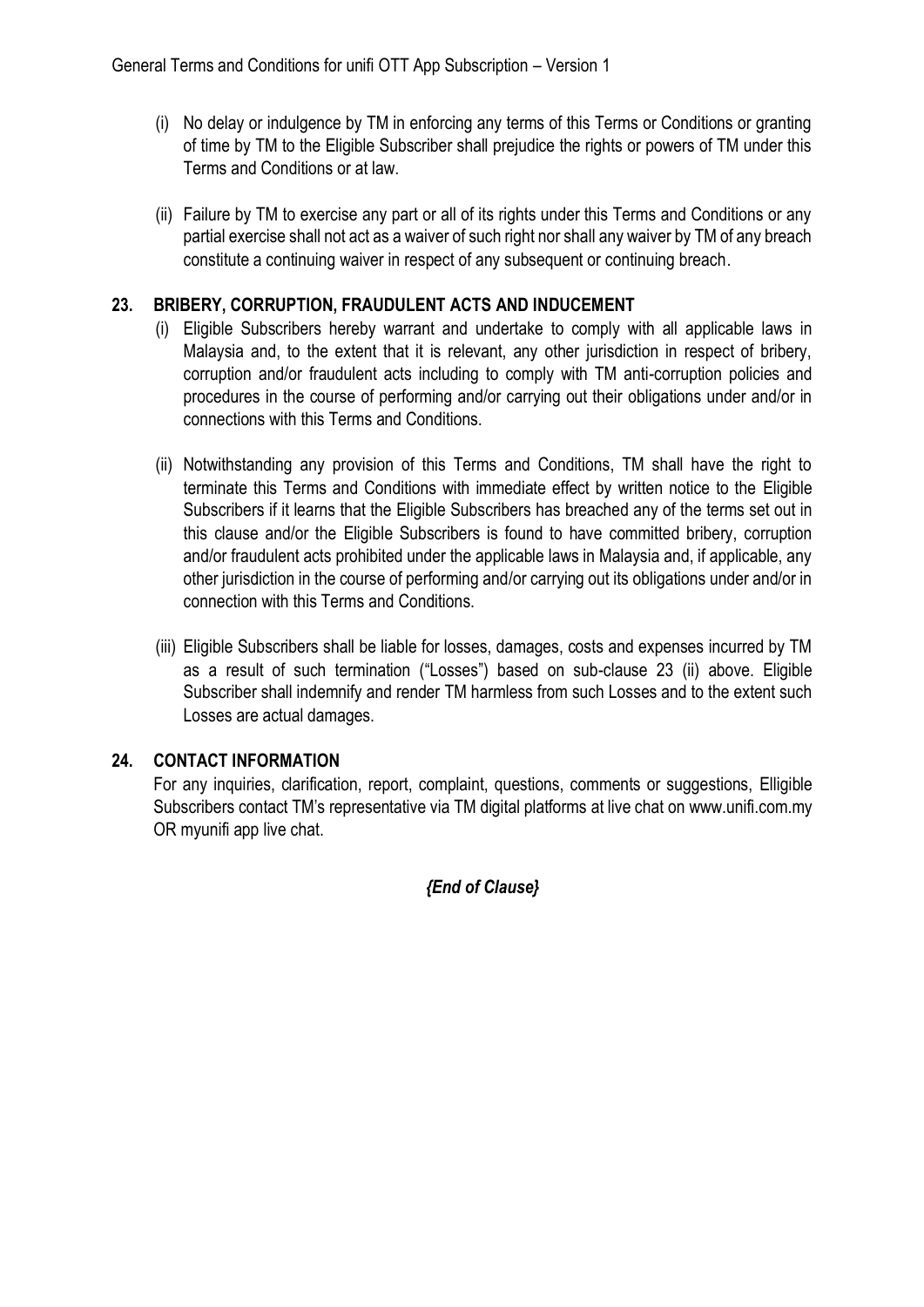(i) No delay or indulgence by TM in enforcing any terms of this Terms or Conditions or granting of time by TM to the Eligible Subscriber shall prejudice the rights or powers of TM under this Terms and Conditions or at law.

(ii) Failure by TM to exercise any part or all of its rights under this Terms and Conditions or any partial exercise shall not act as a waiver of such right nor shall any waiver by TM of any breach constitute a continuing waiver in respect of any subsequent or continuing breach.

## 23. BRIBERY, CORRUPTION, FRAUDULENT ACTS AND INDUCEMENT

(i) Eligible Subscribers hereby warrant and undertake to comply with all applicable laws in Malaysia and, to the extent that it is relevant, any other jurisdiction in respect of bribery, corruption and/or fraudulent acts including to comply with TM anti-corruption policies and procedures in the course of performing and/or carrying out their obligations under and/or in connections with this Terms and Conditions.

(ii) Notwithstanding any provision of this Terms and Conditions, TM shall have the right to terminate this Terms and Conditions with immediate effect by written notice to the Eligible Subscribers if it learns that the Eligible Subscribers has breached any of the terms set out in this clause and/or the Eligible Subscribers is found to have committed bribery, corruption and/or fraudulent acts prohibited under the applicable laws in Malaysia and, if applicable, any other jurisdiction in the course of performing and/or carrying out its obligations under and/or in connection with this Terms and Conditions.

(iii) Eligible Subscribers shall be liable for losses, damages, costs and expenses incurred by TM as a result of such termination ("Losses") based on sub-clause 23 (ii) above. Eligible Subscriber shall indemnify and render TM harmless from such Losses and to the extent such Losses are actual damages.

## 24. CONTACT INFORMATION

For any inquiries, clarification, report, complaint, questions, comments or suggestions, Elligible Subscribers contact TM's representative via TM digital platforms at live chat on www.unifi.com.my OR myunifi app live chat.

***{End of Clause}***